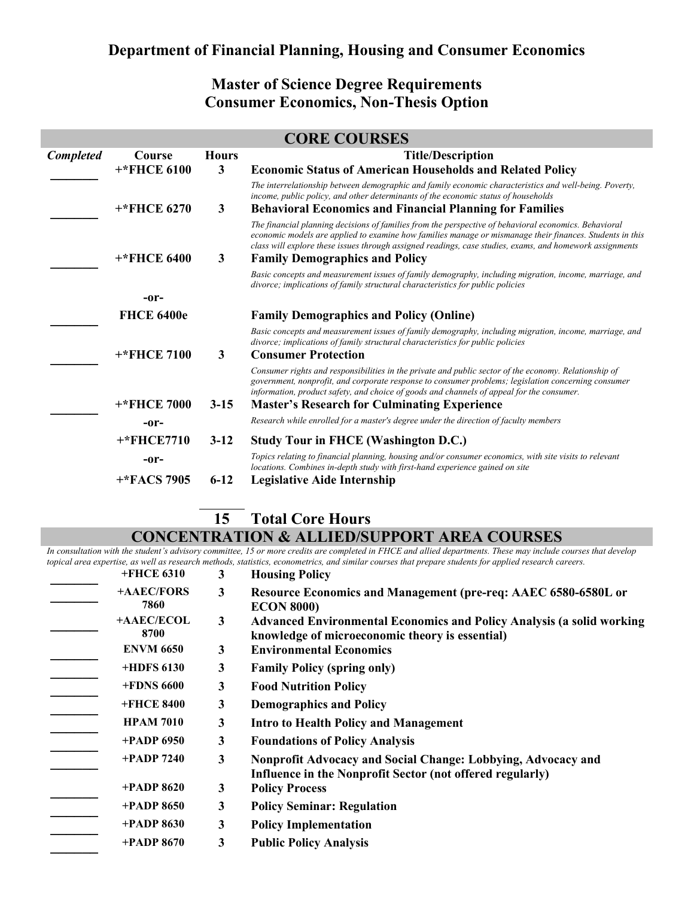## Department of Financial Planning, Housing and Consumer Economics

### Master of Science Degree Requirements
### Consumer Economics, Non-Thesis Option

**CORE COURSES**

| *Completed* | Course | Hours | Title/Description |
|---|---|---|---|
| _______ | +*FHCE 6100 | 3 | **Economic Status of American Households and Related Policy**<br>*The interrelationship between demographic and family economic characteristics and well-being. Poverty, income, public policy, and other determinants of the economic status of households* |
| _______ | +*FHCE 6270 | 3 | **Behavioral Economics and Financial Planning for Families**<br>*The financial planning decisions of families from the perspective of behavioral economics. Behavioral economic models are applied to examine how families manage or mismanage their finances. Students in this class will explore these issues through assigned readings, case studies, exams, and homework assignments* |
| _______ | +*FHCE 6400 | 3 | **Family Demographics and Policy**<br>*Basic concepts and measurement issues of family demography, including migration, income, marriage, and divorce; implications of family structural characteristics for public policies* |
| | -or- | | |
| _______ | FHCE 6400e | | **Family Demographics and Policy (Online)**<br>*Basic concepts and measurement issues of family demography, including migration, income, marriage, and divorce; implications of family structural characteristics for public policies* |
| _______ | +*FHCE 7100 | 3 | **Consumer Protection**<br>*Consumer rights and responsibilities in the private and public sector of the economy. Relationship of government, nonprofit, and corporate response to consumer problems; legislation concerning consumer information, product safety, and choice of goods and channels of appeal for the consumer.* |
| _______ | +*FHCE 7000 | 3-15 | **Master's Research for Culminating Experience**<br>*Research while enrolled for a master's degree under the direction of faculty members* |
| | -or- | | |
| | +*FHCE7710 | 3-12 | **Study Tour in FHCE (Washington D.C.)**<br>*Topics relating to financial planning, housing and/or consumer economics, with site visits to relevant locations. Combines in-depth study with first-hand experience gained on site* |
| | -or- | | |
| | +*FACS 7905 | 6-12 | **Legislative Aide Internship** |
| | | **15** | **Total Core Hours** |

**CONCENTRATION & ALLIED/SUPPORT AREA COURSES**

*In consultation with the student's advisory committee, 15 or more credits are completed in FHCE and allied departments. These may include courses that develop topical area expertise, as well as research methods, statistics, econometrics, and similar courses that prepare students for applied research careers.*

| Completed | Course | Hours | Title/Description |
|---|---|---|---|
| _______ | +FHCE 6310 | 3 | **Housing Policy** |
| _______ | +AAEC/FORS 7860 | 3 | **Resource Economics and Management (pre-req: AAEC 6580-6580L or ECON 8000)** |
| _______ | +AAEC/ECOL 8700 | 3 | **Advanced Environmental Economics and Policy Analysis (a solid working knowledge of microeconomic theory is essential)** |
| _______ | ENVM 6650 | 3 | **Environmental Economics** |
| _______ | +HDFS 6130 | 3 | **Family Policy (spring only)** |
| _______ | +FDNS 6600 | 3 | **Food Nutrition Policy** |
| _______ | +FHCE 8400 | 3 | **Demographics and Policy** |
| _______ | HPAM 7010 | 3 | **Intro to Health Policy and Management** |
| _______ | +PADP 6950 | 3 | **Foundations of Policy Analysis** |
| _______ | +PADP 7240 | 3 | **Nonprofit Advocacy and Social Change: Lobbying, Advocacy and Influence in the Nonprofit Sector (not offered regularly)** |
| _______ | +PADP 8620 | 3 | **Policy Process** |
| _______ | +PADP 8650 | 3 | **Policy Seminar: Regulation** |
| _______ | +PADP 8630 | 3 | **Policy Implementation** |
| _______ | +PADP 8670 | 3 | **Public Policy Analysis** |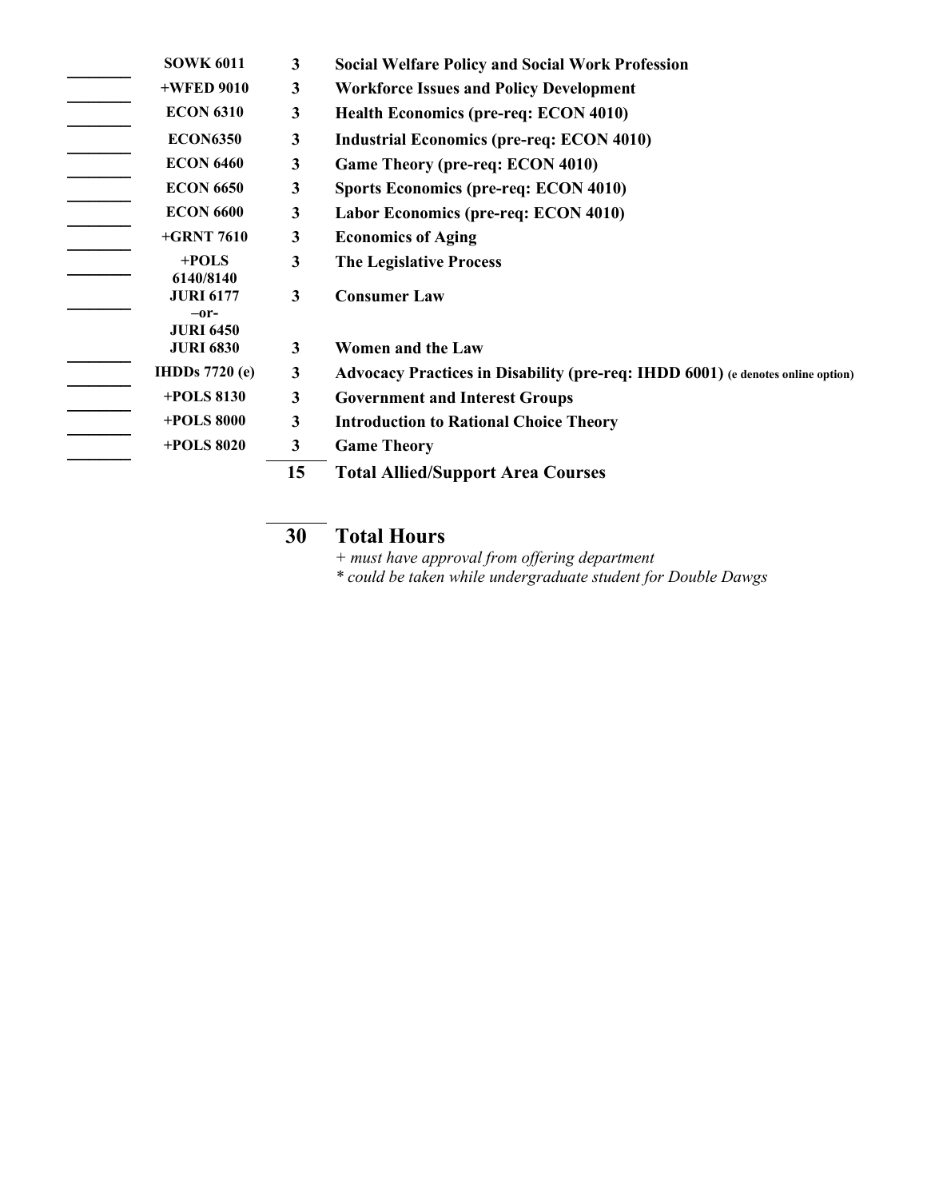| | | | |
|---|---|---|---|
| ________ | **SOWK 6011** | **3** | **Social Welfare Policy and Social Work Profession** |
| ________ | **+WFED 9010** | **3** | **Workforce Issues and Policy Development** |
| ________ | **ECON 6310** | **3** | **Health Economics (pre-req: ECON 4010)** |
| ________ | **ECON6350** | **3** | **Industrial Economics (pre-req: ECON 4010)** |
| ________ | **ECON 6460** | **3** | **Game Theory (pre-req: ECON 4010)** |
| ________ | **ECON 6650** | **3** | **Sports Economics (pre-req: ECON 4010)** |
| ________ | **ECON 6600** | **3** | **Labor Economics (pre-req: ECON 4010)** |
| ________ | **+GRNT 7610** | **3** | **Economics of Aging** |
| ________ | **+POLS 6140/8140** | **3** | **The Legislative Process** |
| ________ | **JURI 6177 –or- JURI 6450** | **3** | **Consumer Law** |
| ________ | **JURI 6830** | **3** | **Women and the Law** |
| ________ | **IHDDs 7720 (e)** | **3** | **Advocacy Practices in Disability (pre-req: IHDD 6001)** (e denotes online option) |
| ________ | **+POLS 8130** | **3** | **Government and Interest Groups** |
| ________ | **+POLS 8000** | **3** | **Introduction to Rational Choice Theory** |
| ________ | **+POLS 8020** | **3** | **Game Theory** |
| | | **15** | **Total Allied/Support Area Courses** |

**30** **Total Hours**

*+ must have approval from offering department*

*\* could be taken while undergraduate student for Double Dawgs*